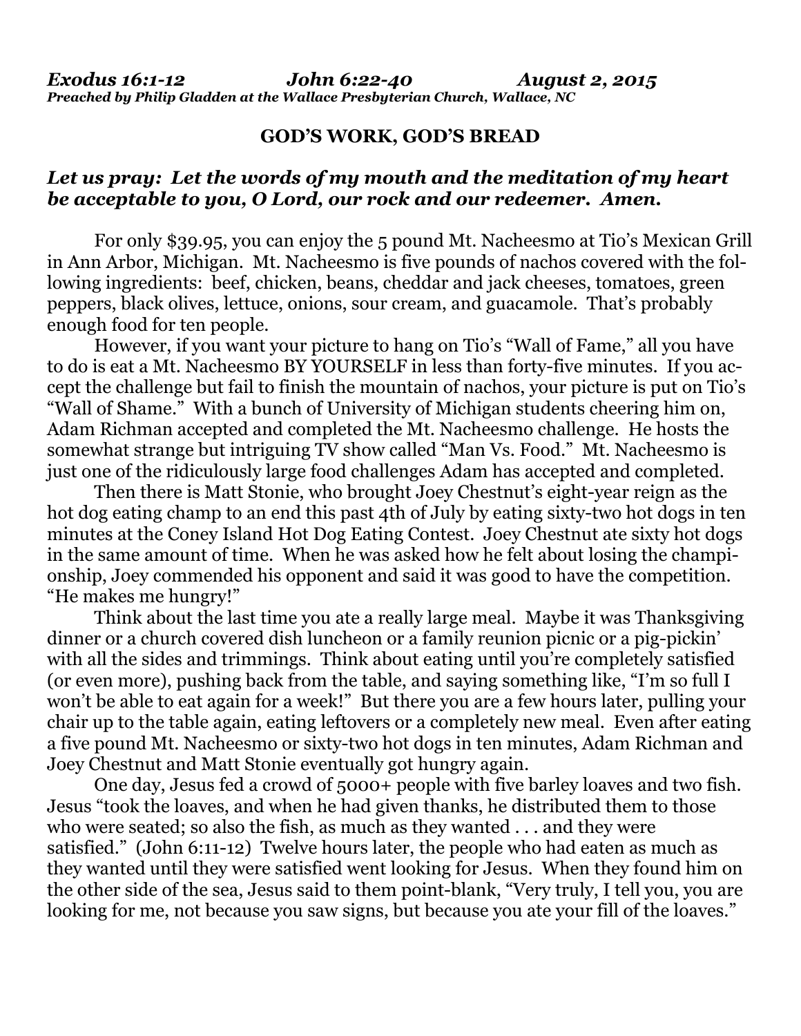***Exodus 16:1-12 John 6:22-40 August 2, 2015***
***Preached by Philip Gladden at the Wallace Presbyterian Church, Wallace, NC***

## GOD'S WORK, GOD'S BREAD

***Let us pray: Let the words of my mouth and the meditation of my heart be acceptable to you, O Lord, our rock and our redeemer. Amen.***

For only $39.95, you can enjoy the 5 pound Mt. Nacheesmo at Tio's Mexican Grill in Ann Arbor, Michigan. Mt. Nacheesmo is five pounds of nachos covered with the following ingredients: beef, chicken, beans, cheddar and jack cheeses, tomatoes, green peppers, black olives, lettuce, onions, sour cream, and guacamole. That's probably enough food for ten people.

However, if you want your picture to hang on Tio's "Wall of Fame," all you have to do is eat a Mt. Nacheesmo BY YOURSELF in less than forty-five minutes. If you accept the challenge but fail to finish the mountain of nachos, your picture is put on Tio's "Wall of Shame." With a bunch of University of Michigan students cheering him on, Adam Richman accepted and completed the Mt. Nacheesmo challenge. He hosts the somewhat strange but intriguing TV show called "Man Vs. Food." Mt. Nacheesmo is just one of the ridiculously large food challenges Adam has accepted and completed.

Then there is Matt Stonie, who brought Joey Chestnut's eight-year reign as the hot dog eating champ to an end this past 4th of July by eating sixty-two hot dogs in ten minutes at the Coney Island Hot Dog Eating Contest. Joey Chestnut ate sixty hot dogs in the same amount of time. When he was asked how he felt about losing the championship, Joey commended his opponent and said it was good to have the competition. "He makes me hungry!"

Think about the last time you ate a really large meal. Maybe it was Thanksgiving dinner or a church covered dish luncheon or a family reunion picnic or a pig-pickin' with all the sides and trimmings. Think about eating until you're completely satisfied (or even more), pushing back from the table, and saying something like, "I'm so full I won't be able to eat again for a week!" But there you are a few hours later, pulling your chair up to the table again, eating leftovers or a completely new meal. Even after eating a five pound Mt. Nacheesmo or sixty-two hot dogs in ten minutes, Adam Richman and Joey Chestnut and Matt Stonie eventually got hungry again.

One day, Jesus fed a crowd of 5000+ people with five barley loaves and two fish. Jesus "took the loaves, and when he had given thanks, he distributed them to those who were seated; so also the fish, as much as they wanted . . . and they were satisfied." (John 6:11-12) Twelve hours later, the people who had eaten as much as they wanted until they were satisfied went looking for Jesus. When they found him on the other side of the sea, Jesus said to them point-blank, "Very truly, I tell you, you are looking for me, not because you saw signs, but because you ate your fill of the loaves."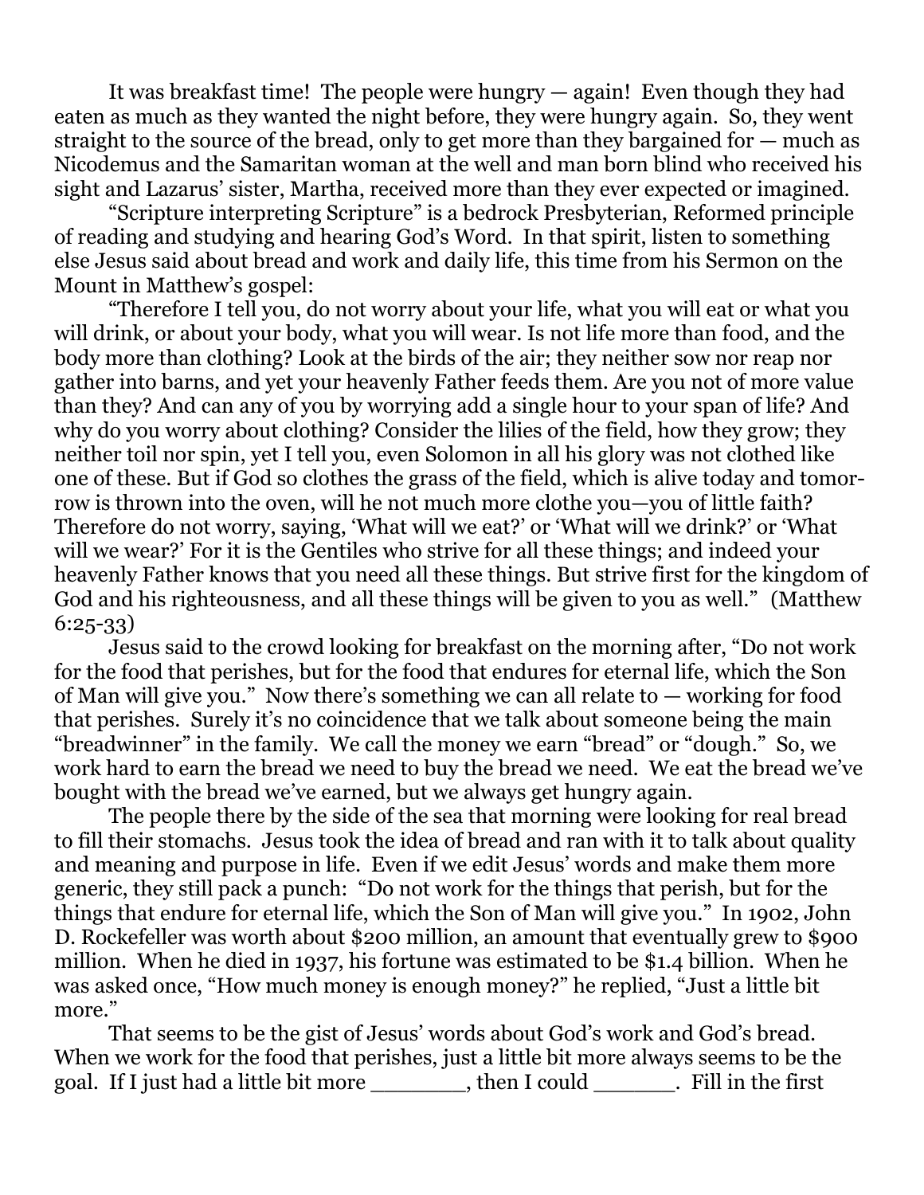It was breakfast time! The people were hungry — again! Even though they had eaten as much as they wanted the night before, they were hungry again. So, they went straight to the source of the bread, only to get more than they bargained for — much as Nicodemus and the Samaritan woman at the well and man born blind who received his sight and Lazarus' sister, Martha, received more than they ever expected or imagined.

"Scripture interpreting Scripture" is a bedrock Presbyterian, Reformed principle of reading and studying and hearing God's Word. In that spirit, listen to something else Jesus said about bread and work and daily life, this time from his Sermon on the Mount in Matthew's gospel:

"Therefore I tell you, do not worry about your life, what you will eat or what you will drink, or about your body, what you will wear. Is not life more than food, and the body more than clothing? Look at the birds of the air; they neither sow nor reap nor gather into barns, and yet your heavenly Father feeds them. Are you not of more value than they? And can any of you by worrying add a single hour to your span of life? And why do you worry about clothing? Consider the lilies of the field, how they grow; they neither toil nor spin, yet I tell you, even Solomon in all his glory was not clothed like one of these. But if God so clothes the grass of the field, which is alive today and tomorrow is thrown into the oven, will he not much more clothe you—you of little faith? Therefore do not worry, saying, 'What will we eat?' or 'What will we drink?' or 'What will we wear?' For it is the Gentiles who strive for all these things; and indeed your heavenly Father knows that you need all these things. But strive first for the kingdom of God and his righteousness, and all these things will be given to you as well." (Matthew 6:25-33)

Jesus said to the crowd looking for breakfast on the morning after, "Do not work for the food that perishes, but for the food that endures for eternal life, which the Son of Man will give you." Now there's something we can all relate to — working for food that perishes. Surely it's no coincidence that we talk about someone being the main "breadwinner" in the family. We call the money we earn "bread" or "dough." So, we work hard to earn the bread we need to buy the bread we need. We eat the bread we've bought with the bread we've earned, but we always get hungry again.

The people there by the side of the sea that morning were looking for real bread to fill their stomachs. Jesus took the idea of bread and ran with it to talk about quality and meaning and purpose in life. Even if we edit Jesus' words and make them more generic, they still pack a punch: "Do not work for the things that perish, but for the things that endure for eternal life, which the Son of Man will give you." In 1902, John D. Rockefeller was worth about $200 million, an amount that eventually grew to $900 million. When he died in 1937, his fortune was estimated to be $1.4 billion. When he was asked once, "How much money is enough money?" he replied, "Just a little bit more."

That seems to be the gist of Jesus' words about God's work and God's bread. When we work for the food that perishes, just a little bit more always seems to be the goal. If I just had a little bit more ________, then I could _______. Fill in the first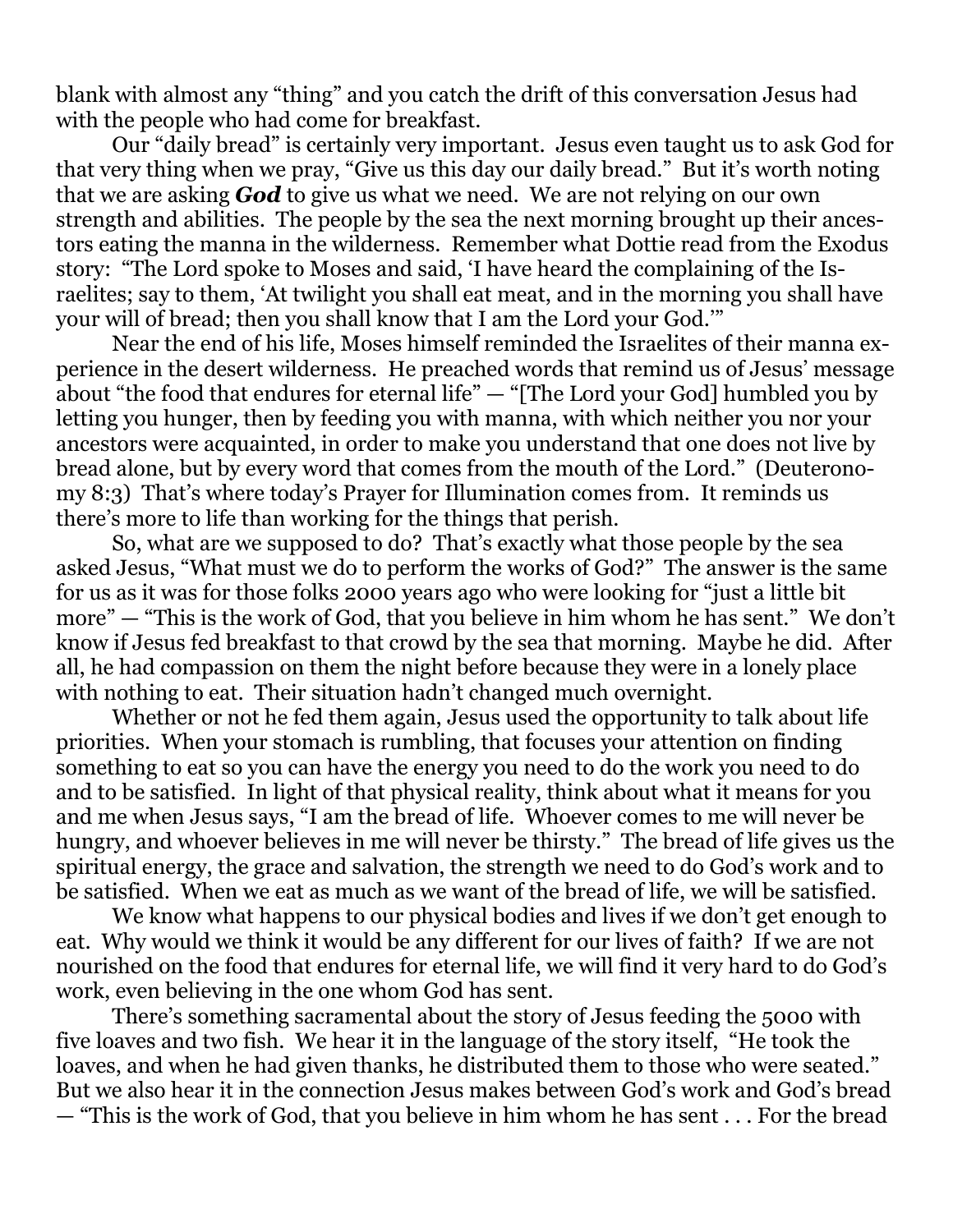blank with almost any "thing" and you catch the drift of this conversation Jesus had with the people who had come for breakfast.

Our "daily bread" is certainly very important. Jesus even taught us to ask God for that very thing when we pray, "Give us this day our daily bread." But it's worth noting that we are asking ***God*** to give us what we need. We are not relying on our own strength and abilities. The people by the sea the next morning brought up their ancestors eating the manna in the wilderness. Remember what Dottie read from the Exodus story: "The Lord spoke to Moses and said, 'I have heard the complaining of the Israelites; say to them, 'At twilight you shall eat meat, and in the morning you shall have your will of bread; then you shall know that I am the Lord your God.'"

Near the end of his life, Moses himself reminded the Israelites of their manna experience in the desert wilderness. He preached words that remind us of Jesus' message about "the food that endures for eternal life" — "[The Lord your God] humbled you by letting you hunger, then by feeding you with manna, with which neither you nor your ancestors were acquainted, in order to make you understand that one does not live by bread alone, but by every word that comes from the mouth of the Lord." (Deuteronomy 8:3) That's where today's Prayer for Illumination comes from. It reminds us there's more to life than working for the things that perish.

So, what are we supposed to do? That's exactly what those people by the sea asked Jesus, "What must we do to perform the works of God?" The answer is the same for us as it was for those folks 2000 years ago who were looking for "just a little bit more" — "This is the work of God, that you believe in him whom he has sent." We don't know if Jesus fed breakfast to that crowd by the sea that morning. Maybe he did. After all, he had compassion on them the night before because they were in a lonely place with nothing to eat. Their situation hadn't changed much overnight.

Whether or not he fed them again, Jesus used the opportunity to talk about life priorities. When your stomach is rumbling, that focuses your attention on finding something to eat so you can have the energy you need to do the work you need to do and to be satisfied. In light of that physical reality, think about what it means for you and me when Jesus says, "I am the bread of life. Whoever comes to me will never be hungry, and whoever believes in me will never be thirsty." The bread of life gives us the spiritual energy, the grace and salvation, the strength we need to do God's work and to be satisfied. When we eat as much as we want of the bread of life, we will be satisfied.

We know what happens to our physical bodies and lives if we don't get enough to eat. Why would we think it would be any different for our lives of faith? If we are not nourished on the food that endures for eternal life, we will find it very hard to do God's work, even believing in the one whom God has sent.

There's something sacramental about the story of Jesus feeding the 5000 with five loaves and two fish. We hear it in the language of the story itself, "He took the loaves, and when he had given thanks, he distributed them to those who were seated." But we also hear it in the connection Jesus makes between God's work and God's bread — "This is the work of God, that you believe in him whom he has sent . . . For the bread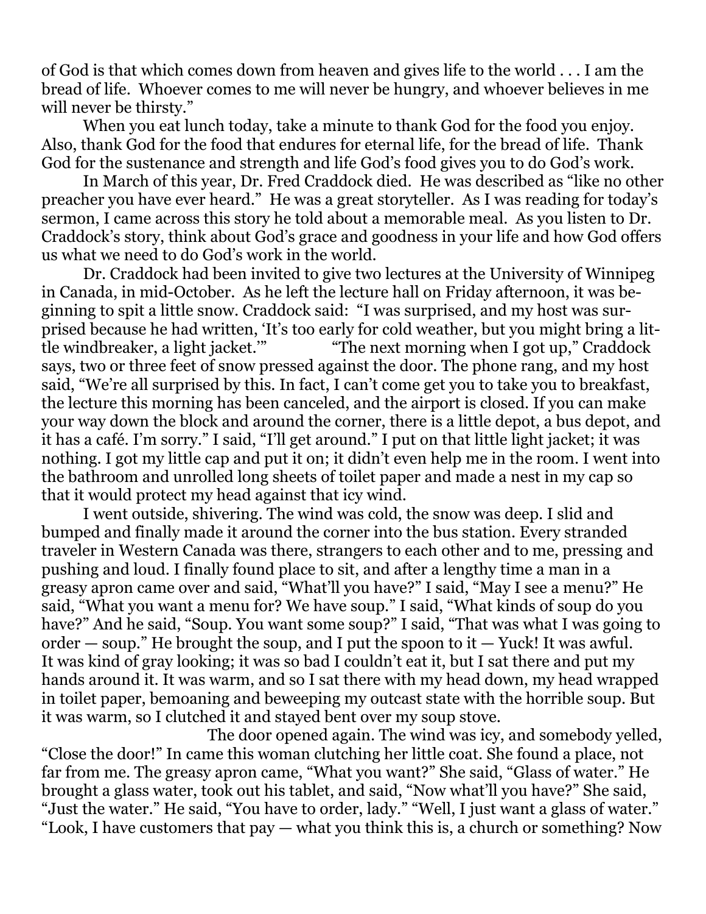of God is that which comes down from heaven and gives life to the world . . . I am the bread of life. Whoever comes to me will never be hungry, and whoever believes in me will never be thirsty."

When you eat lunch today, take a minute to thank God for the food you enjoy. Also, thank God for the food that endures for eternal life, for the bread of life. Thank God for the sustenance and strength and life God's food gives you to do God's work.

In March of this year, Dr. Fred Craddock died. He was described as "like no other preacher you have ever heard." He was a great storyteller. As I was reading for today's sermon, I came across this story he told about a memorable meal. As you listen to Dr. Craddock's story, think about God's grace and goodness in your life and how God offers us what we need to do God's work in the world.

Dr. Craddock had been invited to give two lectures at the University of Winnipeg in Canada, in mid-October. As he left the lecture hall on Friday afternoon, it was beginning to spit a little snow. Craddock said: "I was surprised, and my host was surprised because he had written, 'It's too early for cold weather, but you might bring a little windbreaker, a light jacket.'" "The next morning when I got up," Craddock says, two or three feet of snow pressed against the door. The phone rang, and my host said, "We're all surprised by this. In fact, I can't come get you to take you to breakfast, the lecture this morning has been canceled, and the airport is closed. If you can make your way down the block and around the corner, there is a little depot, a bus depot, and it has a café. I'm sorry." I said, "I'll get around." I put on that little light jacket; it was nothing. I got my little cap and put it on; it didn't even help me in the room. I went into the bathroom and unrolled long sheets of toilet paper and made a nest in my cap so that it would protect my head against that icy wind.

I went outside, shivering. The wind was cold, the snow was deep. I slid and bumped and finally made it around the corner into the bus station. Every stranded traveler in Western Canada was there, strangers to each other and to me, pressing and pushing and loud. I finally found place to sit, and after a lengthy time a man in a greasy apron came over and said, "What'll you have?" I said, "May I see a menu?" He said, "What you want a menu for? We have soup." I said, "What kinds of soup do you have?" And he said, "Soup. You want some soup?" I said, "That was what I was going to order — soup." He brought the soup, and I put the spoon to it — Yuck! It was awful. It was kind of gray looking; it was so bad I couldn't eat it, but I sat there and put my hands around it. It was warm, and so I sat there with my head down, my head wrapped in toilet paper, bemoaning and beweeping my outcast state with the horrible soup. But it was warm, so I clutched it and stayed bent over my soup stove.

The door opened again. The wind was icy, and somebody yelled, "Close the door!" In came this woman clutching her little coat. She found a place, not far from me. The greasy apron came, "What you want?" She said, "Glass of water." He brought a glass water, took out his tablet, and said, "Now what'll you have?" She said, "Just the water." He said, "You have to order, lady." "Well, I just want a glass of water." "Look, I have customers that pay — what you think this is, a church or something? Now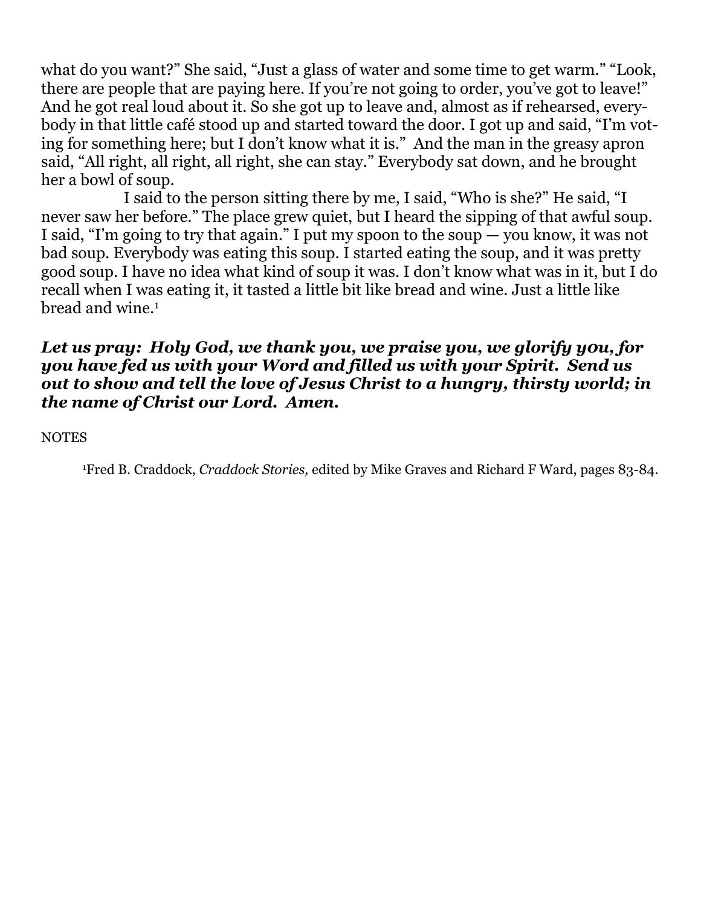what do you want?" She said, "Just a glass of water and some time to get warm." "Look, there are people that are paying here. If you're not going to order, you've got to leave!" And he got real loud about it. So she got up to leave and, almost as if rehearsed, everybody in that little café stood up and started toward the door. I got up and said, "I'm voting for something here; but I don't know what it is." And the man in the greasy apron said, "All right, all right, all right, she can stay." Everybody sat down, and he brought her a bowl of soup.

I said to the person sitting there by me, I said, "Who is she?" He said, "I never saw her before." The place grew quiet, but I heard the sipping of that awful soup. I said, "I'm going to try that again." I put my spoon to the soup — you know, it was not bad soup. Everybody was eating this soup. I started eating the soup, and it was pretty good soup. I have no idea what kind of soup it was. I don't know what was in it, but I do recall when I was eating it, it tasted a little bit like bread and wine. Just a little like bread and wine.[1]

***Let us pray: Holy God, we thank you, we praise you, we glorify you, for you have fed us with your Word and filled us with your Spirit. Send us out to show and tell the love of Jesus Christ to a hungry, thirsty world; in the name of Christ our Lord. Amen.***

NOTES

[1]Fred B. Craddock, *Craddock Stories,* edited by Mike Graves and Richard F Ward, pages 83-84.